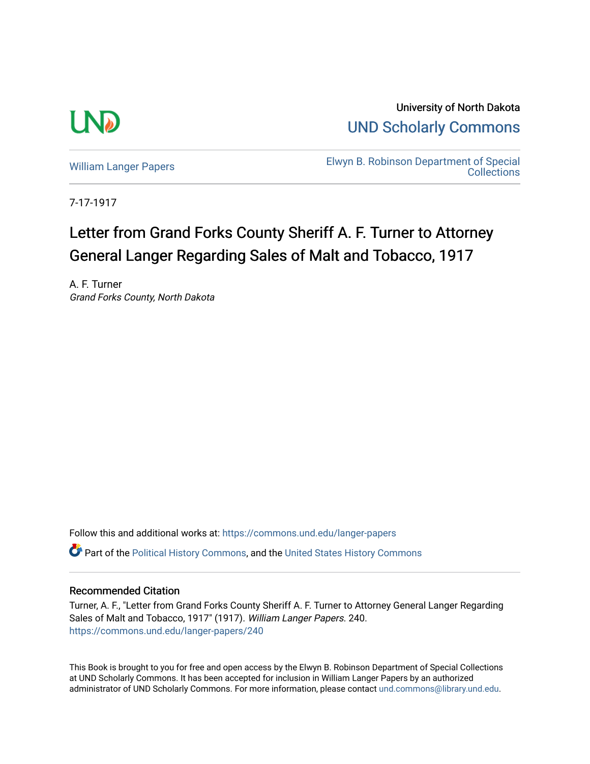University of North Dakota

UND Scholarly Commons

William Langer Papers

Elwyn B. Robinson Department of Special Collections

7-17-1917

# Letter from Grand Forks County Sheriff A. F. Turner to Attorney General Langer Regarding Sales of Malt and Tobacco, 1917

A. F. Turner
*Grand Forks County, North Dakota*

Follow this and additional works at: https://commons.und.edu/langer-papers

Part of the Political History Commons, and the United States History Commons

## Recommended Citation

Turner, A. F., "Letter from Grand Forks County Sheriff A. F. Turner to Attorney General Langer Regarding Sales of Malt and Tobacco, 1917" (1917). *William Langer Papers*. 240.
https://commons.und.edu/langer-papers/240

This Book is brought to you for free and open access by the Elwyn B. Robinson Department of Special Collections at UND Scholarly Commons. It has been accepted for inclusion in William Langer Papers by an authorized administrator of UND Scholarly Commons. For more information, please contact und.commons@library.und.edu.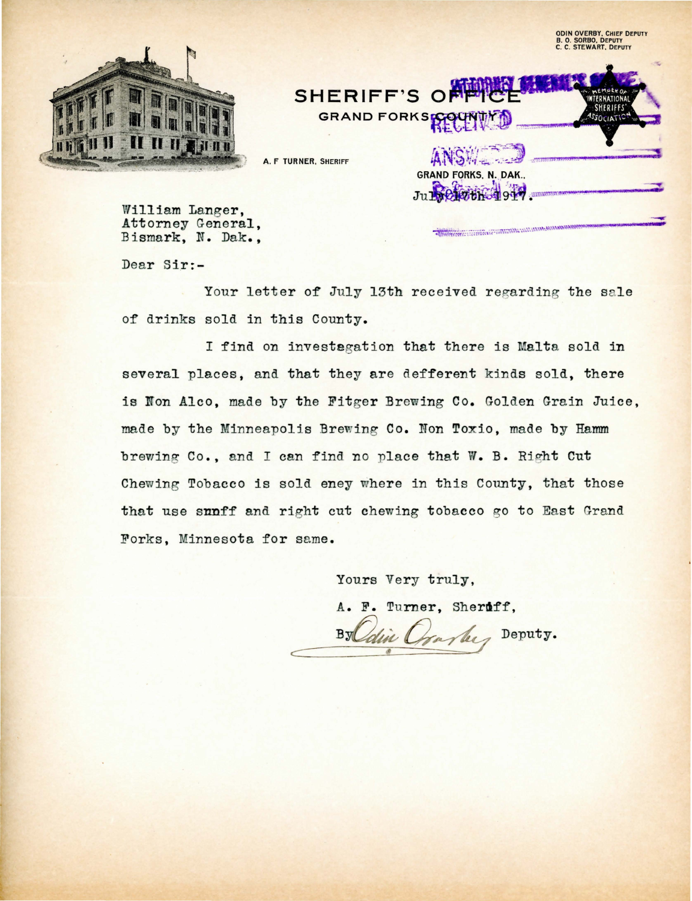ODIN OVERBY, CHIEF DEPUTY
B. O. SORBO, DEPUTY
C. C. STEWART, DEPUTY

# SHERIFF'S OFFICE
## GRAND FORKS COUNTY

A. F TURNER, SHERIFF

MEMBER OF INTERNATIONAL SHERIFFS' ASSOCIATION

ATTORNEY GENERAL'S OFFICE
RECEIVED
ANSWERED
Referred

GRAND FORKS, N. DAK.,
July 17th 1917.

William Langer,
Attorney General,
Bismark, N. Dak.,

Dear Sir:-

Your letter of July 13th received regarding the sale of drinks sold in this County.

I find on investegation that there is Malta sold in several places, and that they are defferent kinds sold, there is Non Alco, made by the Fitger Brewing Co. Golden Grain Juice, made by the Minneapolis Brewing Co. Non Toxio, made by Hamm brewing Co., and I can find no place that W. B. Right Cut Chewing Tobacco is sold eney where in this County, that those that use snuff and right cut chewing tobacco go to East Grand Forks, Minnesota for same.

Yours Very truly,

A. F. Turner, Sheriff,

By Odin Overby Deputy.